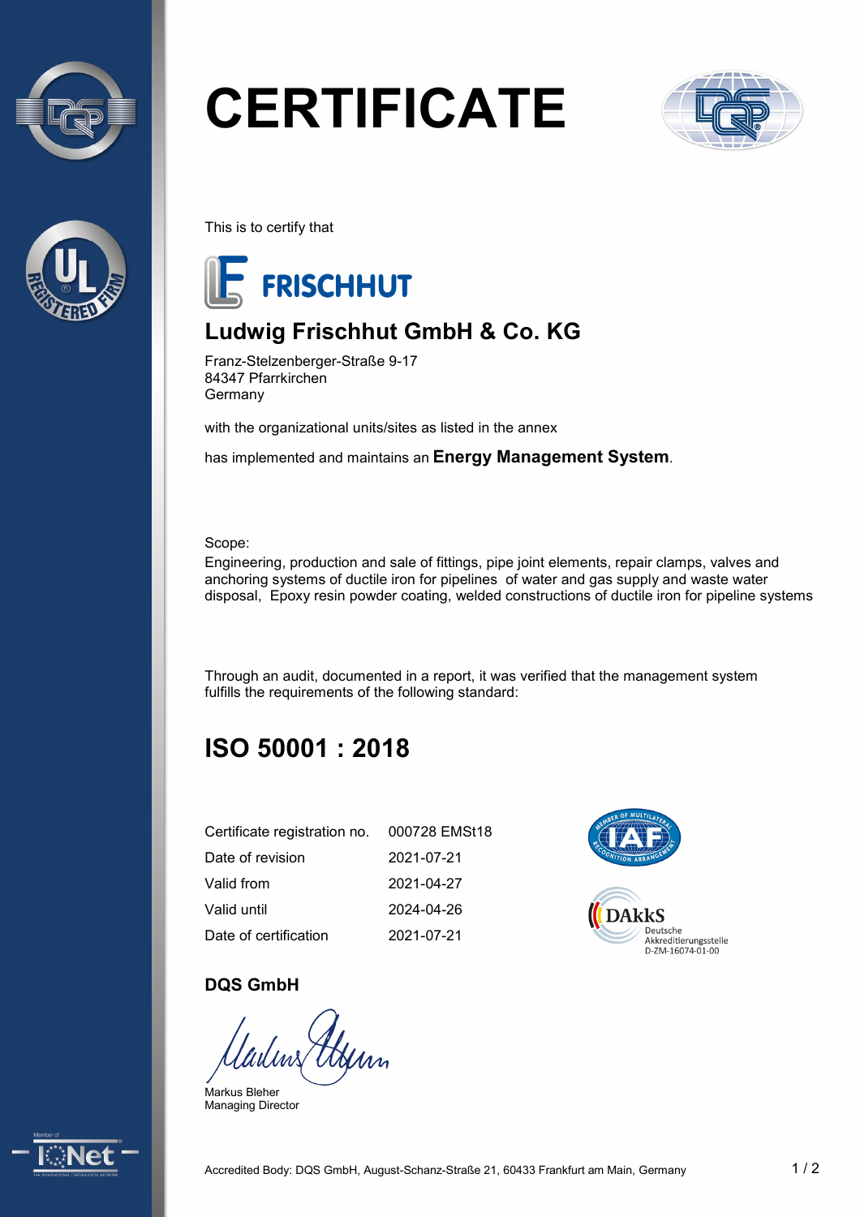# CERTIFICATE

This is to certify that

FRISCHHUT

## Ludwig Frischhut GmbH & Co. KG

Franz-Stelzenberger-Straße 9-17
84347 Pfarrkirchen
Germany

with the organizational units/sites as listed in the annex

has implemented and maintains an **Energy Management System**.

Scope:
Engineering, production and sale of fittings, pipe joint elements, repair clamps, valves and anchoring systems of ductile iron for pipelines of water and gas supply and waste water disposal, Epoxy resin powder coating, welded constructions of ductile iron for pipeline systems

Through an audit, documented in a report, it was verified that the management system fulfills the requirements of the following standard:

## ISO 50001 : 2018

| | |
|---|---|
| Certificate registration no. | 000728 EMSt18 |
| Date of revision | 2021-07-21 |
| Valid from | 2021-04-27 |
| Valid until | 2024-04-26 |
| Date of certification | 2021-07-21 |

DAkkS
Deutsche
Akkreditierungsstelle
D-ZM-16074-01-00

**DQS GmbH**

Markus Bleher
Managing Director

Accredited Body: DQS GmbH, August-Schanz-Straße 21, 60433 Frankfurt am Main, Germany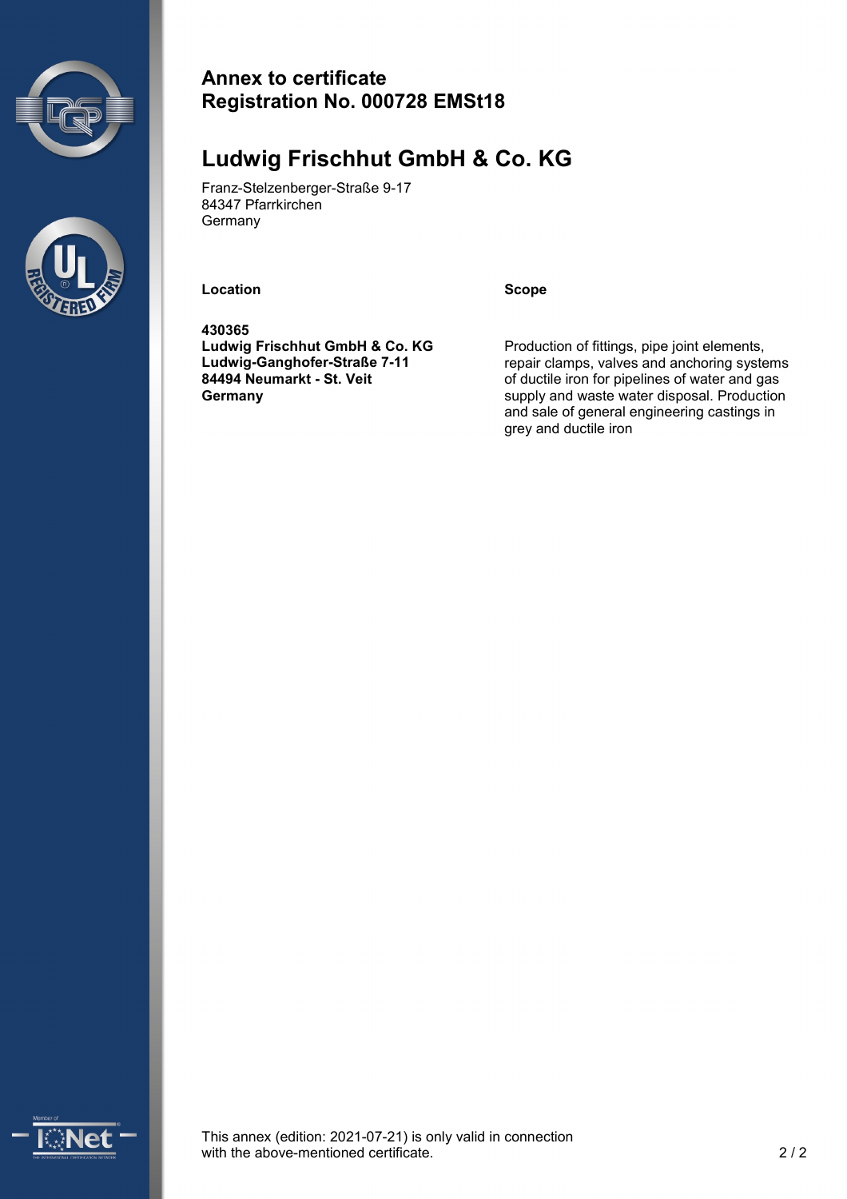**Annex to certificate**
**Registration No. 000728 EMSt18**

# Ludwig Frischhut GmbH & Co. KG

Franz-Stelzenberger-Straße 9-17
84347 Pfarrkirchen
Germany

| Location | Scope |
|---|---|
| **430365**<br>**Ludwig Frischhut GmbH & Co. KG**<br>**Ludwig-Ganghofer-Straße 7-11**<br>**84494 Neumarkt - St. Veit**<br>**Germany** | Production of fittings, pipe joint elements, repair clamps, valves and anchoring systems of ductile iron for pipelines of water and gas supply and waste water disposal. Production and sale of general engineering castings in grey and ductile iron |

This annex (edition: 2021-07-21) is only valid in connection with the above-mentioned certificate.